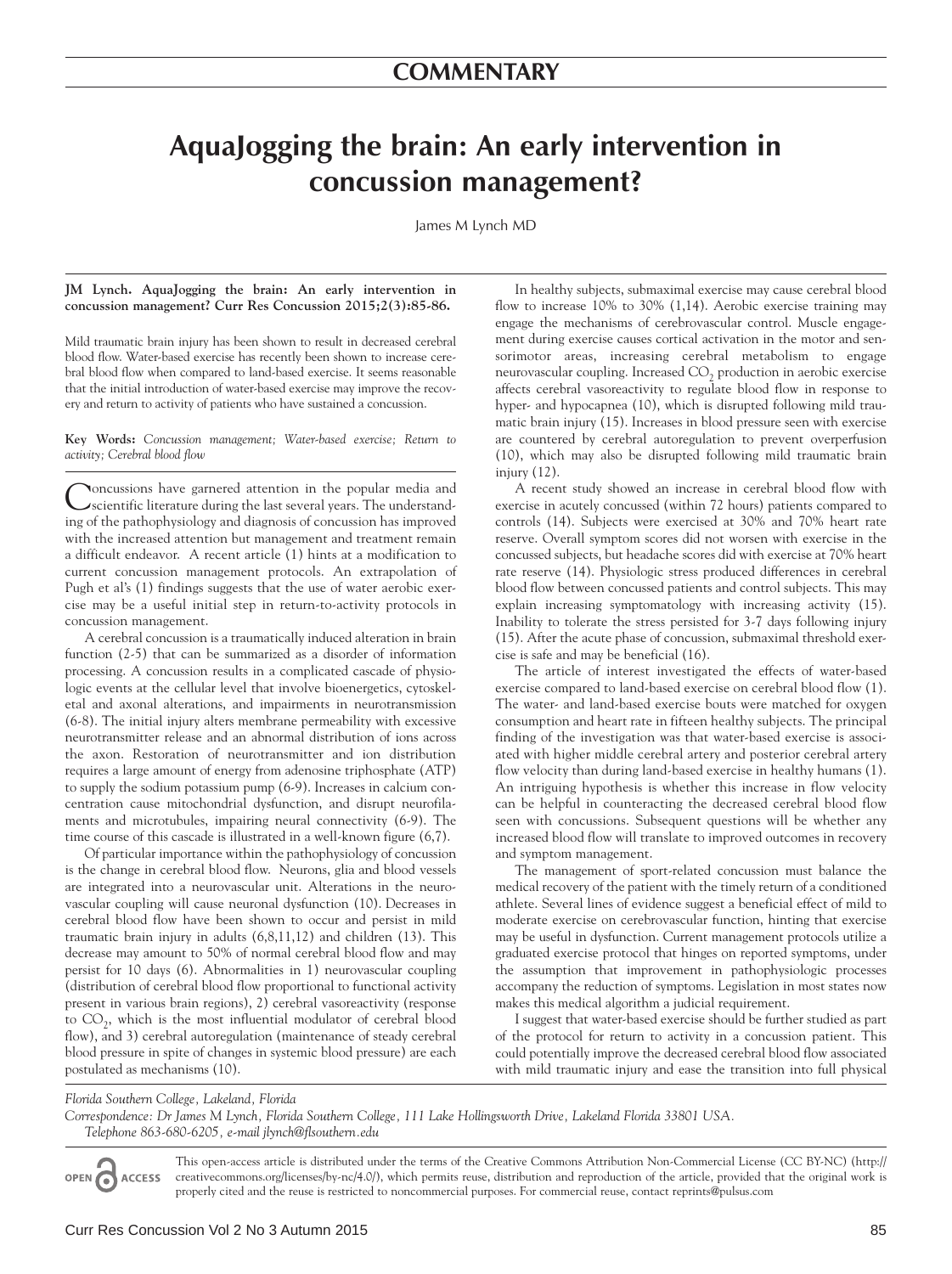## COMMENTARY

# AquaJogging the brain: An early intervention in concussion management?

James M Lynch MD

**JM Lynch. AquaJogging the brain: An early intervention in concussion management? Curr Res Concussion 2015;2(3):85-86.**

Mild traumatic brain injury has been shown to result in decreased cerebral blood flow. Water-based exercise has recently been shown to increase cerebral blood flow when compared to land-based exercise. It seems reasonable that the initial introduction of water-based exercise may improve the recovery and return to activity of patients who have sustained a concussion.

**Key Words:** *Concussion management; Water-based exercise; Return to activity; Cerebral blood flow*

Concussions have garnered attention in the popular media and scientific literature during the last several years. The understanding of the pathophysiology and diagnosis of concussion has improved with the increased attention but management and treatment remain a difficult endeavor. A recent article (1) hints at a modification to current concussion management protocols. An extrapolation of Pugh et al's (1) findings suggests that the use of water aerobic exercise may be a useful initial step in return-to-activity protocols in concussion management.

A cerebral concussion is a traumatically induced alteration in brain function (2-5) that can be summarized as a disorder of information processing. A concussion results in a complicated cascade of physiologic events at the cellular level that involve bioenergetics, cytoskeletal and axonal alterations, and impairments in neurotransmission (6-8). The initial injury alters membrane permeability with excessive neurotransmitter release and an abnormal distribution of ions across the axon. Restoration of neurotransmitter and ion distribution requires a large amount of energy from adenosine triphosphate (ATP) to supply the sodium potassium pump (6-9). Increases in calcium concentration cause mitochondrial dysfunction, and disrupt neurofilaments and microtubules, impairing neural connectivity (6-9). The time course of this cascade is illustrated in a well-known figure (6,7).

Of particular importance within the pathophysiology of concussion is the change in cerebral blood flow. Neurons, glia and blood vessels are integrated into a neurovascular unit. Alterations in the neurovascular coupling will cause neuronal dysfunction (10). Decreases in cerebral blood flow have been shown to occur and persist in mild traumatic brain injury in adults (6,8,11,12) and children (13). This decrease may amount to 50% of normal cerebral blood flow and may persist for 10 days (6). Abnormalities in 1) neurovascular coupling (distribution of cerebral blood flow proportional to functional activity present in various brain regions), 2) cerebral vasoreactivity (response to $CO_2$, which is the most influential modulator of cerebral blood flow), and 3) cerebral autoregulation (maintenance of steady cerebral blood pressure in spite of changes in systemic blood pressure) are each postulated as mechanisms (10).

In healthy subjects, submaximal exercise may cause cerebral blood flow to increase 10% to 30% (1,14). Aerobic exercise training may engage the mechanisms of cerebrovascular control. Muscle engagement during exercise causes cortical activation in the motor and sensorimotor areas, increasing cerebral metabolism to engage neurovascular coupling. Increased $CO_2$ production in aerobic exercise affects cerebral vasoreactivity to regulate blood flow in response to hyper- and hypocapnea (10), which is disrupted following mild traumatic brain injury (15). Increases in blood pressure seen with exercise are countered by cerebral autoregulation to prevent overperfusion (10), which may also be disrupted following mild traumatic brain injury (12).

A recent study showed an increase in cerebral blood flow with exercise in acutely concussed (within 72 hours) patients compared to controls (14). Subjects were exercised at 30% and 70% heart rate reserve. Overall symptom scores did not worsen with exercise in the concussed subjects, but headache scores did with exercise at 70% heart rate reserve (14). Physiologic stress produced differences in cerebral blood flow between concussed patients and control subjects. This may explain increasing symptomatology with increasing activity (15). Inability to tolerate the stress persisted for 3-7 days following injury (15). After the acute phase of concussion, submaximal threshold exercise is safe and may be beneficial (16).

The article of interest investigated the effects of water-based exercise compared to land-based exercise on cerebral blood flow (1). The water- and land-based exercise bouts were matched for oxygen consumption and heart rate in fifteen healthy subjects. The principal finding of the investigation was that water-based exercise is associated with higher middle cerebral artery and posterior cerebral artery flow velocity than during land-based exercise in healthy humans (1). An intriguing hypothesis is whether this increase in flow velocity can be helpful in counteracting the decreased cerebral blood flow seen with concussions. Subsequent questions will be whether any increased blood flow will translate to improved outcomes in recovery and symptom management.

The management of sport-related concussion must balance the medical recovery of the patient with the timely return of a conditioned athlete. Several lines of evidence suggest a beneficial effect of mild to moderate exercise on cerebrovascular function, hinting that exercise may be useful in dysfunction. Current management protocols utilize a graduated exercise protocol that hinges on reported symptoms, under the assumption that improvement in pathophysiologic processes accompany the reduction of symptoms. Legislation in most states now makes this medical algorithm a judicial requirement.

I suggest that water-based exercise should be further studied as part of the protocol for return to activity in a concussion patient. This could potentially improve the decreased cerebral blood flow associated with mild traumatic injury and ease the transition into full physical

*Florida Southern College, Lakeland, Florida*

*Correspondence: Dr James M Lynch, Florida Southern College, 111 Lake Hollingsworth Drive, Lakeland Florida 33801 USA. Telephone 863-680-6205, e-mail jlynch@flsouthern.edu*

OPEN ACCESS

This open-access article is distributed under the terms of the Creative Commons Attribution Non-Commercial License (CC BY-NC) (http://creativecommons.org/licenses/by-nc/4.0/), which permits reuse, distribution and reproduction of the article, provided that the original work is properly cited and the reuse is restricted to noncommercial purposes. For commercial reuse, contact reprints@pulsus.com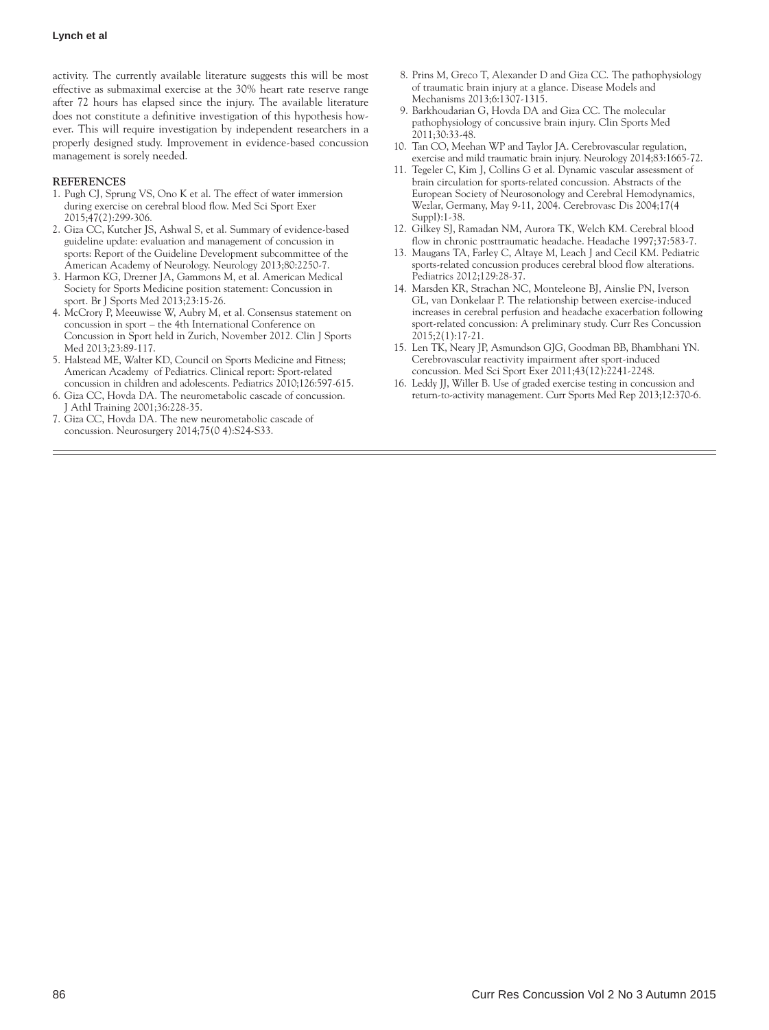activity. The currently available literature suggests this will be most effective as submaximal exercise at the 30% heart rate reserve range after 72 hours has elapsed since the injury. The available literature does not constitute a definitive investigation of this hypothesis however. This will require investigation by independent researchers in a properly designed study. Improvement in evidence-based concussion management is sorely needed.

## REFERENCES

1. Pugh CJ, Sprung VS, Ono K et al. The effect of water immersion during exercise on cerebral blood flow. Med Sci Sport Exer 2015;47(2):299-306.
2. Giza CC, Kutcher JS, Ashwal S, et al. Summary of evidence-based guideline update: evaluation and management of concussion in sports: Report of the Guideline Development subcommittee of the American Academy of Neurology. Neurology 2013;80:2250-7.
3. Harmon KG, Drezner JA, Gammons M, et al. American Medical Society for Sports Medicine position statement: Concussion in sport. Br J Sports Med 2013;23:15-26.
4. McCrory P, Meeuwisse W, Aubry M, et al. Consensus statement on concussion in sport – the 4th International Conference on Concussion in Sport held in Zurich, November 2012. Clin J Sports Med 2013;23:89-117.
5. Halstead ME, Walter KD, Council on Sports Medicine and Fitness; American Academy of Pediatrics. Clinical report: Sport-related concussion in children and adolescents. Pediatrics 2010;126:597-615.
6. Giza CC, Hovda DA. The neurometabolic cascade of concussion. J Athl Training 2001;36:228-35.
7. Giza CC, Hovda DA. The new neurometabolic cascade of concussion. Neurosurgery 2014;75(0 4):S24-S33.
8. Prins M, Greco T, Alexander D and Giza CC. The pathophysiology of traumatic brain injury at a glance. Disease Models and Mechanisms 2013;6:1307-1315.
9. Barkhoudarian G, Hovda DA and Giza CC. The molecular pathophysiology of concussive brain injury. Clin Sports Med 2011;30:33-48.
10. Tan CO, Meehan WP and Taylor JA. Cerebrovascular regulation, exercise and mild traumatic brain injury. Neurology 2014;83:1665-72.
11. Tegeler C, Kim J, Collins G et al. Dynamic vascular assessment of brain circulation for sports-related concussion. Abstracts of the European Society of Neurosonology and Cerebral Hemodynamics, Wezlar, Germany, May 9-11, 2004. Cerebrovasc Dis 2004;17(4 Suppl):1-38.
12. Gilkey SJ, Ramadan NM, Aurora TK, Welch KM. Cerebral blood flow in chronic posttraumatic headache. Headache 1997;37:583-7.
13. Maugans TA, Farley C, Altaye M, Leach J and Cecil KM. Pediatric sports-related concussion produces cerebral blood flow alterations. Pediatrics 2012;129:28-37.
14. Marsden KR, Strachan NC, Monteleone BJ, Ainslie PN, Iverson GL, van Donkelaar P. The relationship between exercise-induced increases in cerebral perfusion and headache exacerbation following sport-related concussion: A preliminary study. Curr Res Concussion 2015;2(1):17-21.
15. Len TK, Neary JP, Asmundson GJG, Goodman BB, Bhambhani YN. Cerebrovascular reactivity impairment after sport-induced concussion. Med Sci Sport Exer 2011;43(12):2241-2248.
16. Leddy JJ, Willer B. Use of graded exercise testing in concussion and return-to-activity management. Curr Sports Med Rep 2013;12:370-6.